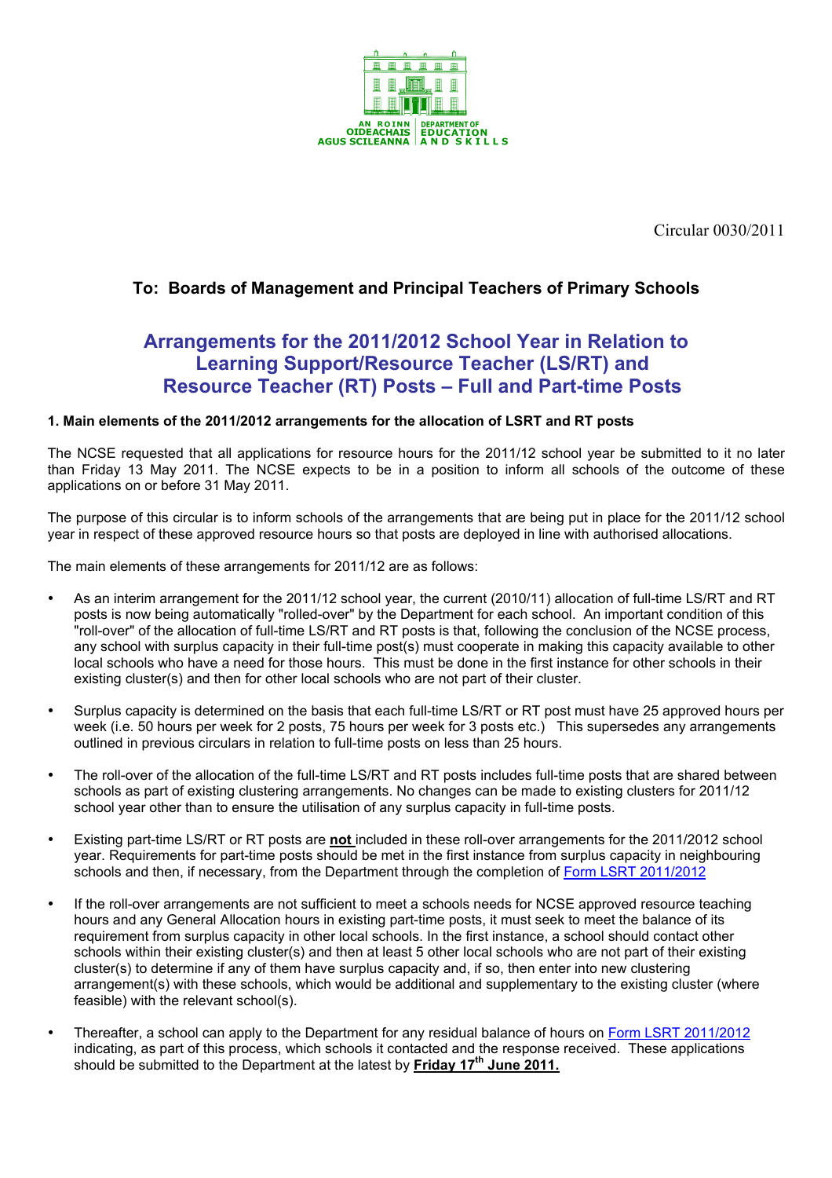AN ROINN OIDEACHAIS AGUS SCILEANNA | DEPARTMENT OF EDUCATION AND SKILLS

Circular 0030/2011

**To: Boards of Management and Principal Teachers of Primary Schools**

# Arrangements for the 2011/2012 School Year in Relation to Learning Support/Resource Teacher (LS/RT) and Resource Teacher (RT) Posts – Full and Part-time Posts

**1. Main elements of the 2011/2012 arrangements for the allocation of LSRT and RT posts**

The NCSE requested that all applications for resource hours for the 2011/12 school year be submitted to it no later than Friday 13 May 2011. The NCSE expects to be in a position to inform all schools of the outcome of these applications on or before 31 May 2011.

The purpose of this circular is to inform schools of the arrangements that are being put in place for the 2011/12 school year in respect of these approved resource hours so that posts are deployed in line with authorised allocations.

The main elements of these arrangements for 2011/12 are as follows:

- As an interim arrangement for the 2011/12 school year, the current (2010/11) allocation of full-time LS/RT and RT posts is now being automatically "rolled-over" by the Department for each school. An important condition of this "roll-over" of the allocation of full-time LS/RT and RT posts is that, following the conclusion of the NCSE process, any school with surplus capacity in their full-time post(s) must cooperate in making this capacity available to other local schools who have a need for those hours. This must be done in the first instance for other schools in their existing cluster(s) and then for other local schools who are not part of their cluster.

- Surplus capacity is determined on the basis that each full-time LS/RT or RT post must have 25 approved hours per week (i.e. 50 hours per week for 2 posts, 75 hours per week for 3 posts etc.) This supersedes any arrangements outlined in previous circulars in relation to full-time posts on less than 25 hours.

- The roll-over of the allocation of the full-time LS/RT and RT posts includes full-time posts that are shared between schools as part of existing clustering arrangements. No changes can be made to existing clusters for 2011/12 school year other than to ensure the utilisation of any surplus capacity in full-time posts.

- Existing part-time LS/RT or RT posts are **not** included in these roll-over arrangements for the 2011/2012 school year. Requirements for part-time posts should be met in the first instance from surplus capacity in neighbouring schools and then, if necessary, from the Department through the completion of Form LSRT 2011/2012

- If the roll-over arrangements are not sufficient to meet a schools needs for NCSE approved resource teaching hours and any General Allocation hours in existing part-time posts, it must seek to meet the balance of its requirement from surplus capacity in other local schools. In the first instance, a school should contact other schools within their existing cluster(s) and then at least 5 other local schools who are not part of their existing cluster(s) to determine if any of them have surplus capacity and, if so, then enter into new clustering arrangement(s) with these schools, which would be additional and supplementary to the existing cluster (where feasible) with the relevant school(s).

- Thereafter, a school can apply to the Department for any residual balance of hours on Form LSRT 2011/2012 indicating, as part of this process, which schools it contacted and the response received. These applications should be submitted to the Department at the latest by **Friday 17th June 2011.**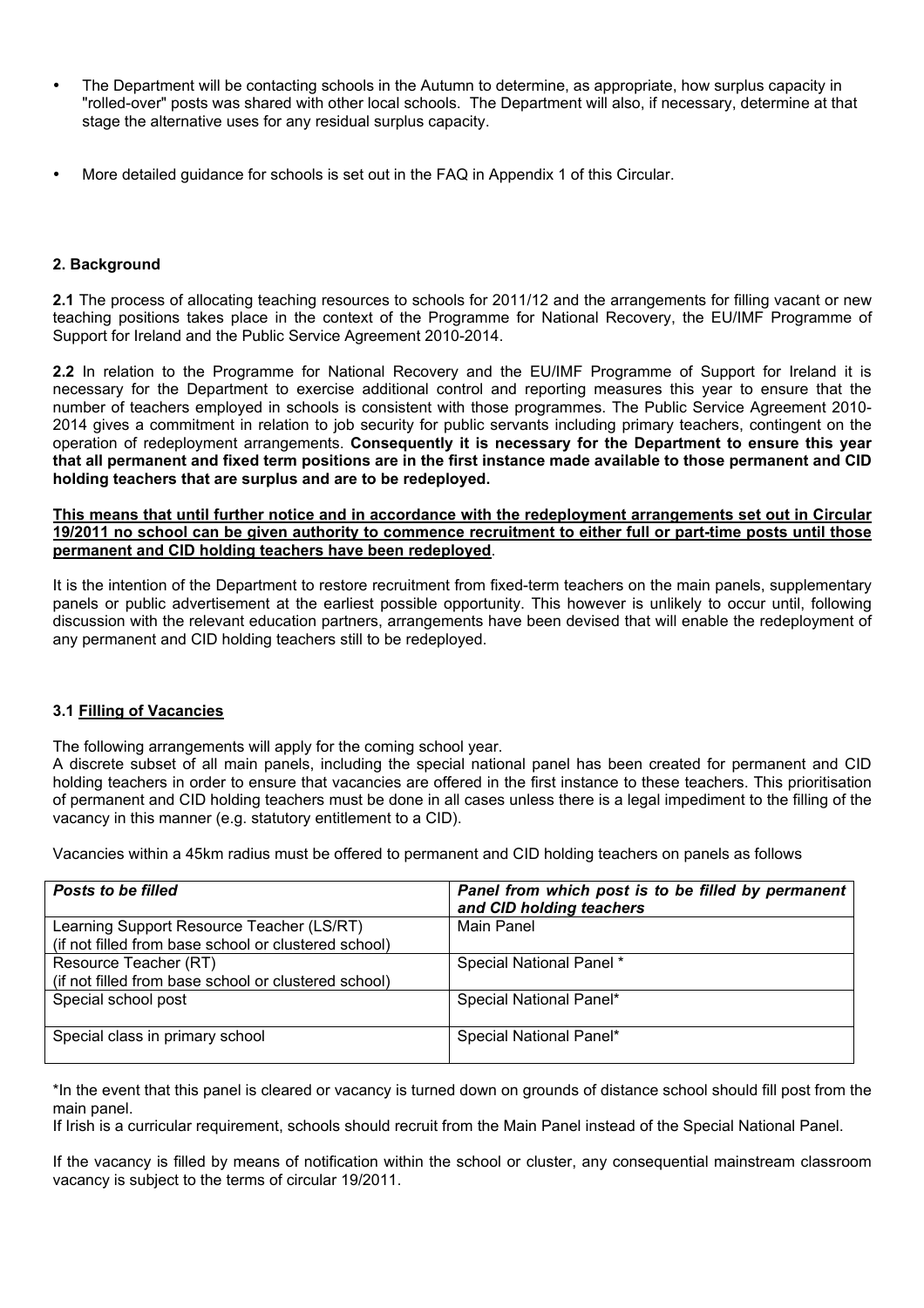- The Department will be contacting schools in the Autumn to determine, as appropriate, how surplus capacity in "rolled-over" posts was shared with other local schools. The Department will also, if necessary, determine at that stage the alternative uses for any residual surplus capacity.
- More detailed guidance for schools is set out in the FAQ in Appendix 1 of this Circular.

## 2. Background

**2.1** The process of allocating teaching resources to schools for 2011/12 and the arrangements for filling vacant or new teaching positions takes place in the context of the Programme for National Recovery, the EU/IMF Programme of Support for Ireland and the Public Service Agreement 2010-2014.

**2.2** In relation to the Programme for National Recovery and the EU/IMF Programme of Support for Ireland it is necessary for the Department to exercise additional control and reporting measures this year to ensure that the number of teachers employed in schools is consistent with those programmes. The Public Service Agreement 2010-2014 gives a commitment in relation to job security for public servants including primary teachers, contingent on the operation of redeployment arrangements. **Consequently it is necessary for the Department to ensure this year that all permanent and fixed term positions are in the first instance made available to those permanent and CID holding teachers that are surplus and are to be redeployed.**

**<u>This means that until further notice and in accordance with the redeployment arrangements set out in Circular 19/2011 no school can be given authority to commence recruitment to either full or part-time posts until those permanent and CID holding teachers have been redeployed</u>**.

It is the intention of the Department to restore recruitment from fixed-term teachers on the main panels, supplementary panels or public advertisement at the earliest possible opportunity. This however is unlikely to occur until, following discussion with the relevant education partners, arrangements have been devised that will enable the redeployment of any permanent and CID holding teachers still to be redeployed.

### 3.1 <u>Filling of Vacancies</u>

The following arrangements will apply for the coming school year.

A discrete subset of all main panels, including the special national panel has been created for permanent and CID holding teachers in order to ensure that vacancies are offered in the first instance to these teachers. This prioritisation of permanent and CID holding teachers must be done in all cases unless there is a legal impediment to the filling of the vacancy in this manner (e.g. statutory entitlement to a CID).

Vacancies within a 45km radius must be offered to permanent and CID holding teachers on panels as follows

| ***Posts to be filled*** | ***Panel from which post is to be filled by permanent and CID holding teachers*** |
|---|---|
| Learning Support Resource Teacher (LS/RT) (if not filled from base school or clustered school) | Main Panel |
| Resource Teacher (RT) (if not filled from base school or clustered school) | Special National Panel * |
| Special school post | Special National Panel* |
| Special class in primary school | Special National Panel* |

*In the event that this panel is cleared or vacancy is turned down on grounds of distance school should fill post from the main panel.

If Irish is a curricular requirement, schools should recruit from the Main Panel instead of the Special National Panel.

If the vacancy is filled by means of notification within the school or cluster, any consequential mainstream classroom vacancy is subject to the terms of circular 19/2011.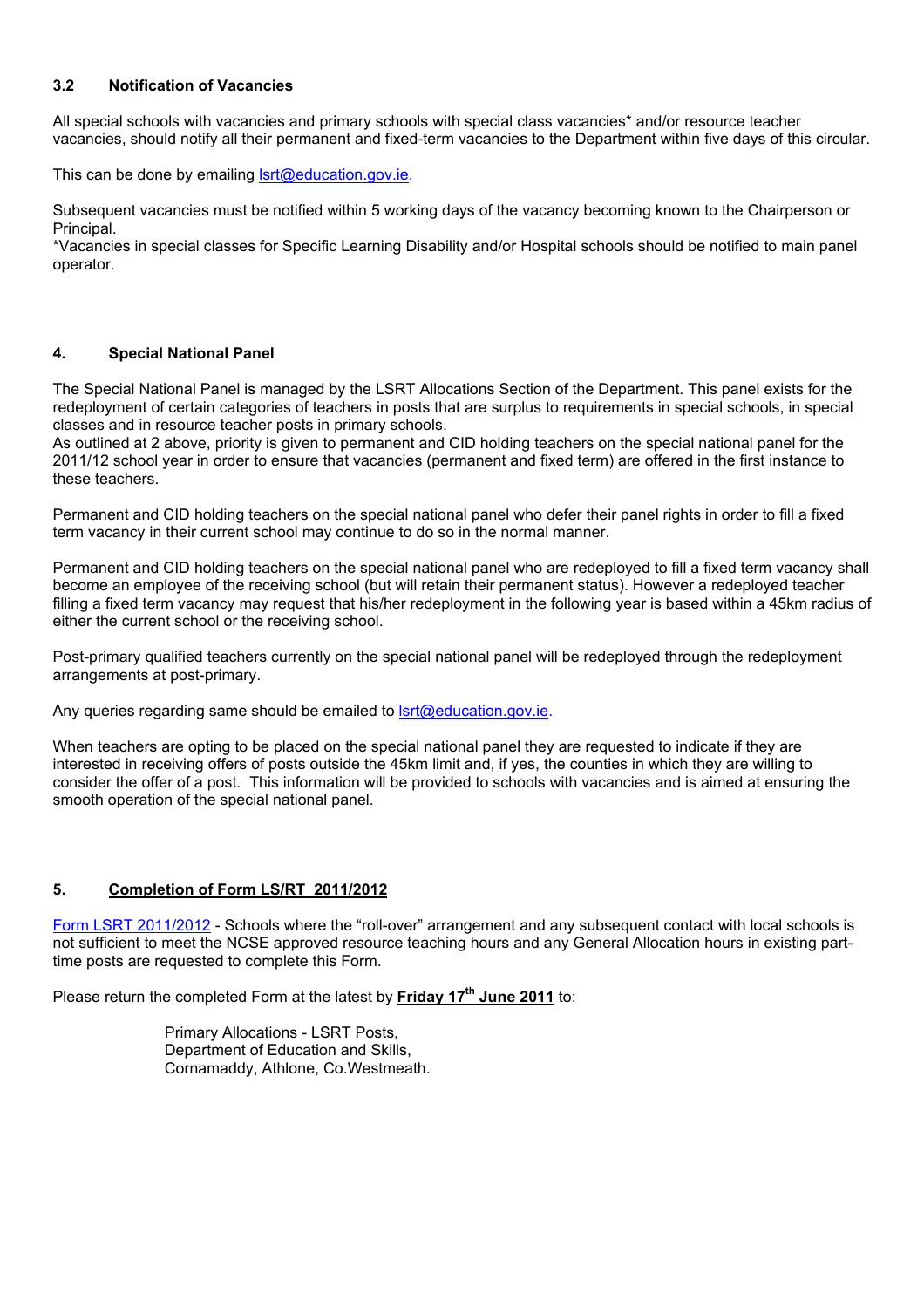### 3.2 Notification of Vacancies

All special schools with vacancies and primary schools with special class vacancies* and/or resource teacher vacancies, should notify all their permanent and fixed-term vacancies to the Department within five days of this circular.

This can be done by emailing lsrt@education.gov.ie.

Subsequent vacancies must be notified within 5 working days of the vacancy becoming known to the Chairperson or Principal.
*Vacancies in special classes for Specific Learning Disability and/or Hospital schools should be notified to main panel operator.

## 4. Special National Panel

The Special National Panel is managed by the LSRT Allocations Section of the Department. This panel exists for the redeployment of certain categories of teachers in posts that are surplus to requirements in special schools, in special classes and in resource teacher posts in primary schools.
As outlined at 2 above, priority is given to permanent and CID holding teachers on the special national panel for the 2011/12 school year in order to ensure that vacancies (permanent and fixed term) are offered in the first instance to these teachers.

Permanent and CID holding teachers on the special national panel who defer their panel rights in order to fill a fixed term vacancy in their current school may continue to do so in the normal manner.

Permanent and CID holding teachers on the special national panel who are redeployed to fill a fixed term vacancy shall become an employee of the receiving school (but will retain their permanent status). However a redeployed teacher filling a fixed term vacancy may request that his/her redeployment in the following year is based within a 45km radius of either the current school or the receiving school.

Post-primary qualified teachers currently on the special national panel will be redeployed through the redeployment arrangements at post-primary.

Any queries regarding same should be emailed to lsrt@education.gov.ie.

When teachers are opting to be placed on the special national panel they are requested to indicate if they are interested in receiving offers of posts outside the 45km limit and, if yes, the counties in which they are willing to consider the offer of a post. This information will be provided to schools with vacancies and is aimed at ensuring the smooth operation of the special national panel.

## 5. Completion of Form LS/RT 2011/2012

Form LSRT 2011/2012 - Schools where the "roll-over" arrangement and any subsequent contact with local schools is not sufficient to meet the NCSE approved resource teaching hours and any General Allocation hours in existing part-time posts are requested to complete this Form.

Please return the completed Form at the latest by **Friday 17th June 2011** to:

Primary Allocations - LSRT Posts,
Department of Education and Skills,
Cornamaddy, Athlone, Co.Westmeath.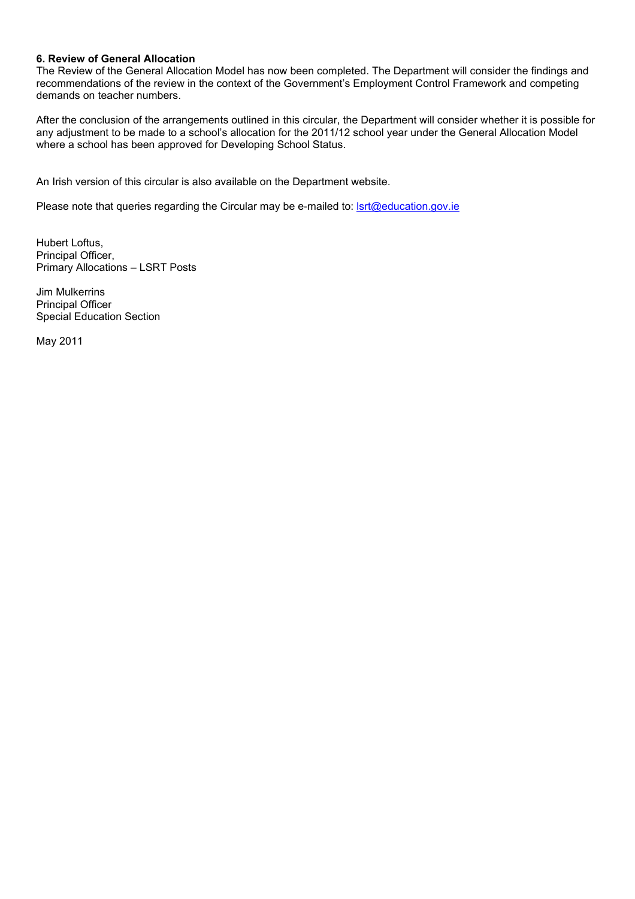### 6. Review of General Allocation

The Review of the General Allocation Model has now been completed. The Department will consider the findings and recommendations of the review in the context of the Government's Employment Control Framework and competing demands on teacher numbers.

After the conclusion of the arrangements outlined in this circular, the Department will consider whether it is possible for any adjustment to be made to a school's allocation for the 2011/12 school year under the General Allocation Model where a school has been approved for Developing School Status.

An Irish version of this circular is also available on the Department website.

Please note that queries regarding the Circular may be e-mailed to: lsrt@education.gov.ie

Hubert Loftus,
Principal Officer,
Primary Allocations – LSRT Posts

Jim Mulkerrins
Principal Officer
Special Education Section

May 2011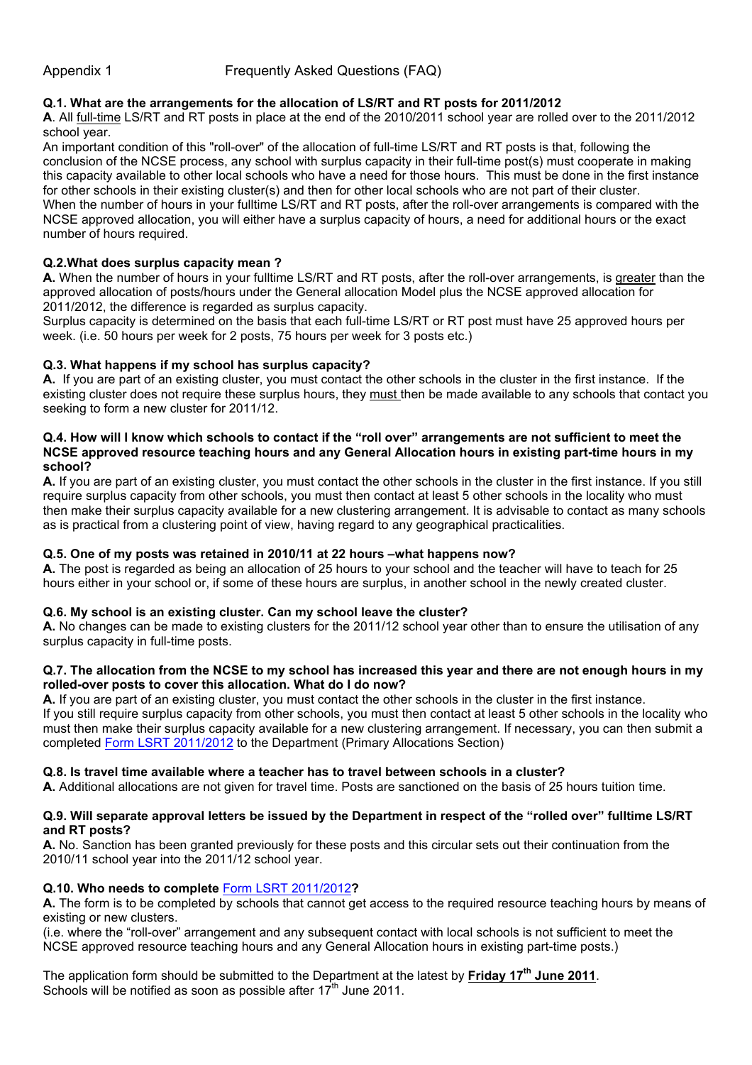Appendix 1 Frequently Asked Questions (FAQ)

**Q.1. What are the arrangements for the allocation of LS/RT and RT posts for 2011/2012**

**A**. All full-time LS/RT and RT posts in place at the end of the 2010/2011 school year are rolled over to the 2011/2012 school year.

An important condition of this "roll-over" of the allocation of full-time LS/RT and RT posts is that, following the conclusion of the NCSE process, any school with surplus capacity in their full-time post(s) must cooperate in making this capacity available to other local schools who have a need for those hours. This must be done in the first instance for other schools in their existing cluster(s) and then for other local schools who are not part of their cluster.

When the number of hours in your fulltime LS/RT and RT posts, after the roll-over arrangements is compared with the NCSE approved allocation, you will either have a surplus capacity of hours, a need for additional hours or the exact number of hours required.

**Q.2.What does surplus capacity mean ?**

**A.** When the number of hours in your fulltime LS/RT and RT posts, after the roll-over arrangements, is greater than the approved allocation of posts/hours under the General allocation Model plus the NCSE approved allocation for 2011/2012, the difference is regarded as surplus capacity.

Surplus capacity is determined on the basis that each full-time LS/RT or RT post must have 25 approved hours per week. (i.e. 50 hours per week for 2 posts, 75 hours per week for 3 posts etc.)

**Q.3. What happens if my school has surplus capacity?**

**A.** If you are part of an existing cluster, you must contact the other schools in the cluster in the first instance. If the existing cluster does not require these surplus hours, they must then be made available to any schools that contact you seeking to form a new cluster for 2011/12.

**Q.4. How will I know which schools to contact if the "roll over" arrangements are not sufficient to meet the NCSE approved resource teaching hours and any General Allocation hours in existing part-time hours in my school?**

**A.** If you are part of an existing cluster, you must contact the other schools in the cluster in the first instance. If you still require surplus capacity from other schools, you must then contact at least 5 other schools in the locality who must then make their surplus capacity available for a new clustering arrangement. It is advisable to contact as many schools as is practical from a clustering point of view, having regard to any geographical practicalities.

**Q.5. One of my posts was retained in 2010/11 at 22 hours –what happens now?**

**A.** The post is regarded as being an allocation of 25 hours to your school and the teacher will have to teach for 25 hours either in your school or, if some of these hours are surplus, in another school in the newly created cluster.

**Q.6. My school is an existing cluster. Can my school leave the cluster?**

**A.** No changes can be made to existing clusters for the 2011/12 school year other than to ensure the utilisation of any surplus capacity in full-time posts.

**Q.7. The allocation from the NCSE to my school has increased this year and there are not enough hours in my rolled-over posts to cover this allocation. What do I do now?**

**A.** If you are part of an existing cluster, you must contact the other schools in the cluster in the first instance.

If you still require surplus capacity from other schools, you must then contact at least 5 other schools in the locality who must then make their surplus capacity available for a new clustering arrangement. If necessary, you can then submit a completed Form LSRT 2011/2012 to the Department (Primary Allocations Section)

**Q.8. Is travel time available where a teacher has to travel between schools in a cluster?**

**A.** Additional allocations are not given for travel time. Posts are sanctioned on the basis of 25 hours tuition time.

**Q.9. Will separate approval letters be issued by the Department in respect of the "rolled over" fulltime LS/RT and RT posts?**

**A.** No. Sanction has been granted previously for these posts and this circular sets out their continuation from the 2010/11 school year into the 2011/12 school year.

**Q.10. Who needs to complete Form LSRT 2011/2012?**

**A.** The form is to be completed by schools that cannot get access to the required resource teaching hours by means of existing or new clusters.

(i.e. where the "roll-over" arrangement and any subsequent contact with local schools is not sufficient to meet the NCSE approved resource teaching hours and any General Allocation hours in existing part-time posts.)

The application form should be submitted to the Department at the latest by **Friday 17th June 2011**.

Schools will be notified as soon as possible after 17th June 2011.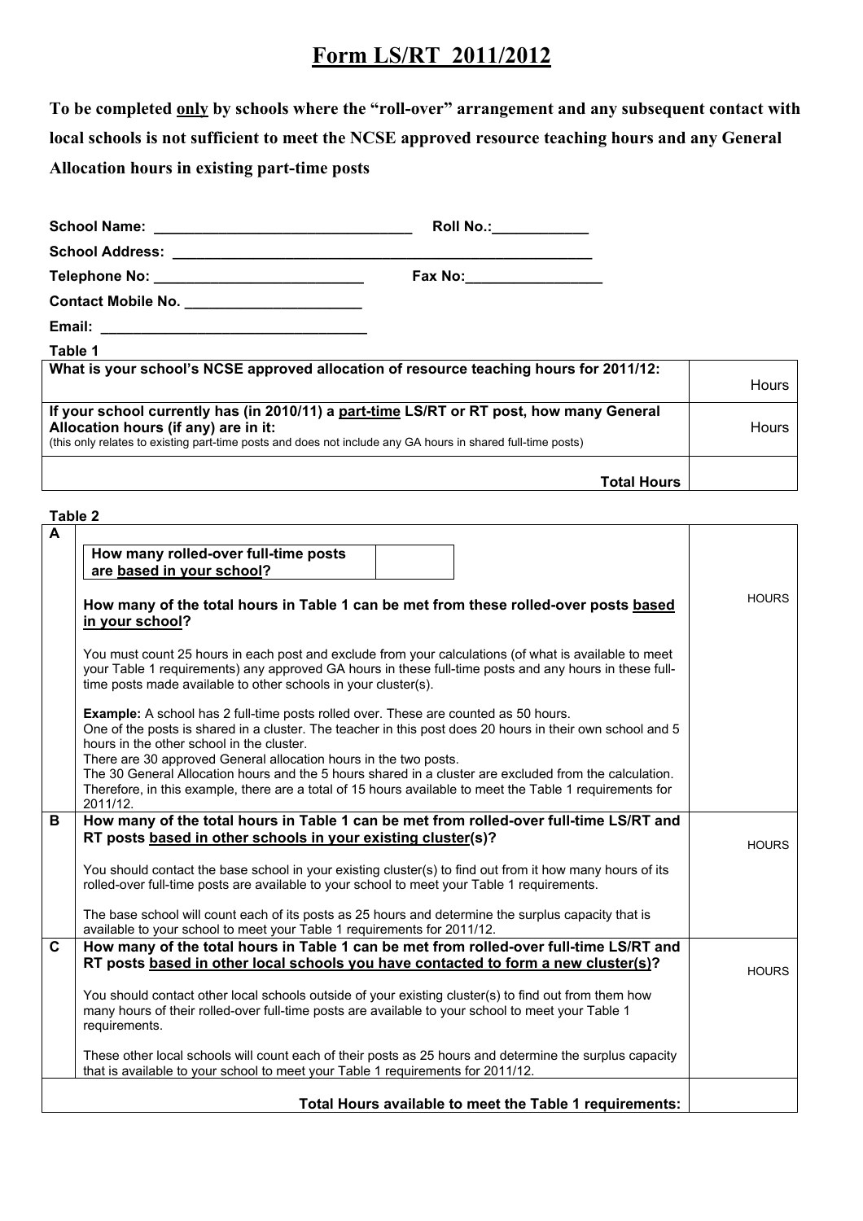# Form LS/RT 2011/2012

**To be completed only by schools where the "roll-over" arrangement and any subsequent contact with local schools is not sufficient to meet the NCSE approved resource teaching hours and any General Allocation hours in existing part-time posts**

**School Name:** ________________________________ **Roll No.:**____________

**School Address:** ______________________________________________________

**Telephone No:** __________________________ **Fax No:**_________________

**Contact Mobile No.** ______________________

**Email:** _________________________________

**Table 1**

| | |
|---|---|
| **What is your school's NCSE approved allocation of resource teaching hours for 2011/12:** | Hours |
| **If your school currently has (in 2010/11) a part-time LS/RT or RT post, how many General Allocation hours (if any) are in it:** (this only relates to existing part-time posts and does not include any GA hours in shared full-time posts) | Hours |
| **Total Hours** | |

**Table 2**

| | | |
|---|---|---|
| **A** | **How many rolled-over full-time posts are based in your school?** ______ <br><br> **How many of the total hours in Table 1 can be met from these rolled-over posts based in your school?** <br><br> You must count 25 hours in each post and exclude from your calculations (of what is available to meet your Table 1 requirements) any approved GA hours in these full-time posts and any hours in these full-time posts made available to other schools in your cluster(s). <br><br> **Example:** A school has 2 full-time posts rolled over. These are counted as 50 hours. One of the posts is shared in a cluster. The teacher in this post does 20 hours in their own school and 5 hours in the other school in the cluster. There are 30 approved General allocation hours in the two posts. The 30 General Allocation hours and the 5 hours shared in a cluster are excluded from the calculation. Therefore, in this example, there are a total of 15 hours available to meet the Table 1 requirements for 2011/12. | HOURS |
| **B** | **How many of the total hours in Table 1 can be met from rolled-over full-time LS/RT and RT posts based in other schools in your existing cluster(s)?** <br><br> You should contact the base school in your existing cluster(s) to find out from it how many hours of its rolled-over full-time posts are available to your school to meet your Table 1 requirements. <br><br> The base school will count each of its posts as 25 hours and determine the surplus capacity that is available to your school to meet your Table 1 requirements for 2011/12. | HOURS |
| **C** | **How many of the total hours in Table 1 can be met from rolled-over full-time LS/RT and RT posts based in other local schools you have contacted to form a new cluster(s)?** <br><br> You should contact other local schools outside of your existing cluster(s) to find out from them how many hours of their rolled-over full-time posts are available to your school to meet your Table 1 requirements. <br><br> These other local schools will count each of their posts as 25 hours and determine the surplus capacity that is available to your school to meet your Table 1 requirements for 2011/12. | HOURS |
| | **Total Hours available to meet the Table 1 requirements:** | |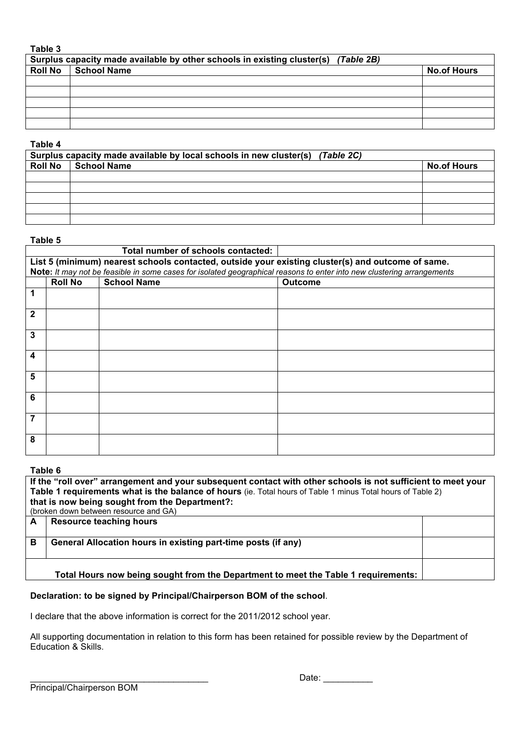**Table 3**

| Surplus capacity made available by other schools in existing cluster(s) *(Table 2B)* | | |
|---|---|---|
| **Roll No** | **School Name** | **No.of Hours** |
| | | |
| | | |
| | | |
| | | |
| | | |

**Table 4**

| Surplus capacity made available by local schools in new cluster(s) *(Table 2C)* | | |
|---|---|---|
| **Roll No** | **School Name** | **No.of Hours** |
| | | |
| | | |
| | | |
| | | |
| | | |

**Table 5**

| | | **Total number of schools contacted:** | |
|---|---|---|---|
| **List 5 (minimum) nearest schools contacted, outside your existing cluster(s) and outcome of same.** **Note:** *It may not be feasible in some cases for isolated geographical reasons to enter into new clustering arrangements* | | | |
| | **Roll No** | **School Name** | **Outcome** |
| **1** | | | |
| **2** | | | |
| **3** | | | |
| **4** | | | |
| **5** | | | |
| **6** | | | |
| **7** | | | |
| **8** | | | |

**Table 6**

| **If the "roll over" arrangement and your subsequent contact with other schools is not sufficient to meet your Table 1 requirements what is the balance of hours** (ie. Total hours of Table 1 minus Total hours of Table 2) **that is now being sought from the Department?:** (broken down between resource and GA) | | |
|---|---|---|
| **A** | **Resource teaching hours** | |
| **B** | **General Allocation hours in existing part-time posts (if any)** | |
| | **Total Hours now being sought from the Department to meet the Table 1 requirements:** | |

**Declaration: to be signed by Principal/Chairperson BOM of the school**.

I declare that the above information is correct for the 2011/2012 school year.

All supporting documentation in relation to this form has been retained for possible review by the Department of Education & Skills.

____________________________________ Date: __________

Principal/Chairperson BOM